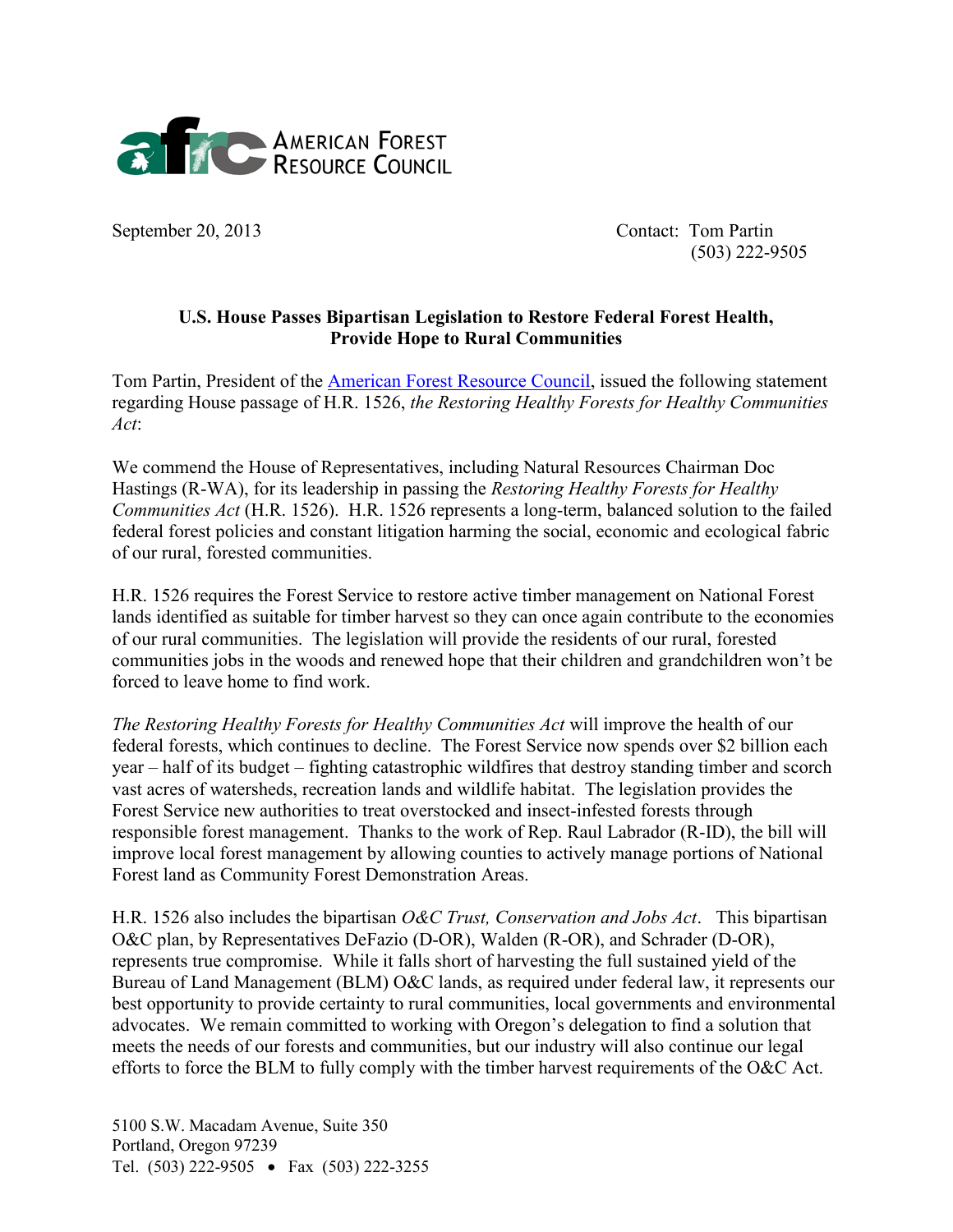AMERICAN FOREST RESOURCE COUNCIL

September 20, 2013

Contact: Tom Partin
(503) 222-9505

**U.S. House Passes Bipartisan Legislation to Restore Federal Forest Health, Provide Hope to Rural Communities**

Tom Partin, President of the American Forest Resource Council, issued the following statement regarding House passage of H.R. 1526, *the Restoring Healthy Forests for Healthy Communities Act*:

We commend the House of Representatives, including Natural Resources Chairman Doc Hastings (R-WA), for its leadership in passing the *Restoring Healthy Forests for Healthy Communities Act* (H.R. 1526). H.R. 1526 represents a long-term, balanced solution to the failed federal forest policies and constant litigation harming the social, economic and ecological fabric of our rural, forested communities.

H.R. 1526 requires the Forest Service to restore active timber management on National Forest lands identified as suitable for timber harvest so they can once again contribute to the economies of our rural communities. The legislation will provide the residents of our rural, forested communities jobs in the woods and renewed hope that their children and grandchildren won't be forced to leave home to find work.

*The Restoring Healthy Forests for Healthy Communities Act* will improve the health of our federal forests, which continues to decline. The Forest Service now spends over $2 billion each year – half of its budget – fighting catastrophic wildfires that destroy standing timber and scorch vast acres of watersheds, recreation lands and wildlife habitat. The legislation provides the Forest Service new authorities to treat overstocked and insect-infested forests through responsible forest management. Thanks to the work of Rep. Raul Labrador (R-ID), the bill will improve local forest management by allowing counties to actively manage portions of National Forest land as Community Forest Demonstration Areas.

H.R. 1526 also includes the bipartisan *O&C Trust, Conservation and Jobs Act*. This bipartisan O&C plan, by Representatives DeFazio (D-OR), Walden (R-OR), and Schrader (D-OR), represents true compromise. While it falls short of harvesting the full sustained yield of the Bureau of Land Management (BLM) O&C lands, as required under federal law, it represents our best opportunity to provide certainty to rural communities, local governments and environmental advocates. We remain committed to working with Oregon's delegation to find a solution that meets the needs of our forests and communities, but our industry will also continue our legal efforts to force the BLM to fully comply with the timber harvest requirements of the O&C Act.

5100 S.W. Macadam Avenue, Suite 350
Portland, Oregon 97239
Tel. (503) 222-9505 • Fax (503) 222-3255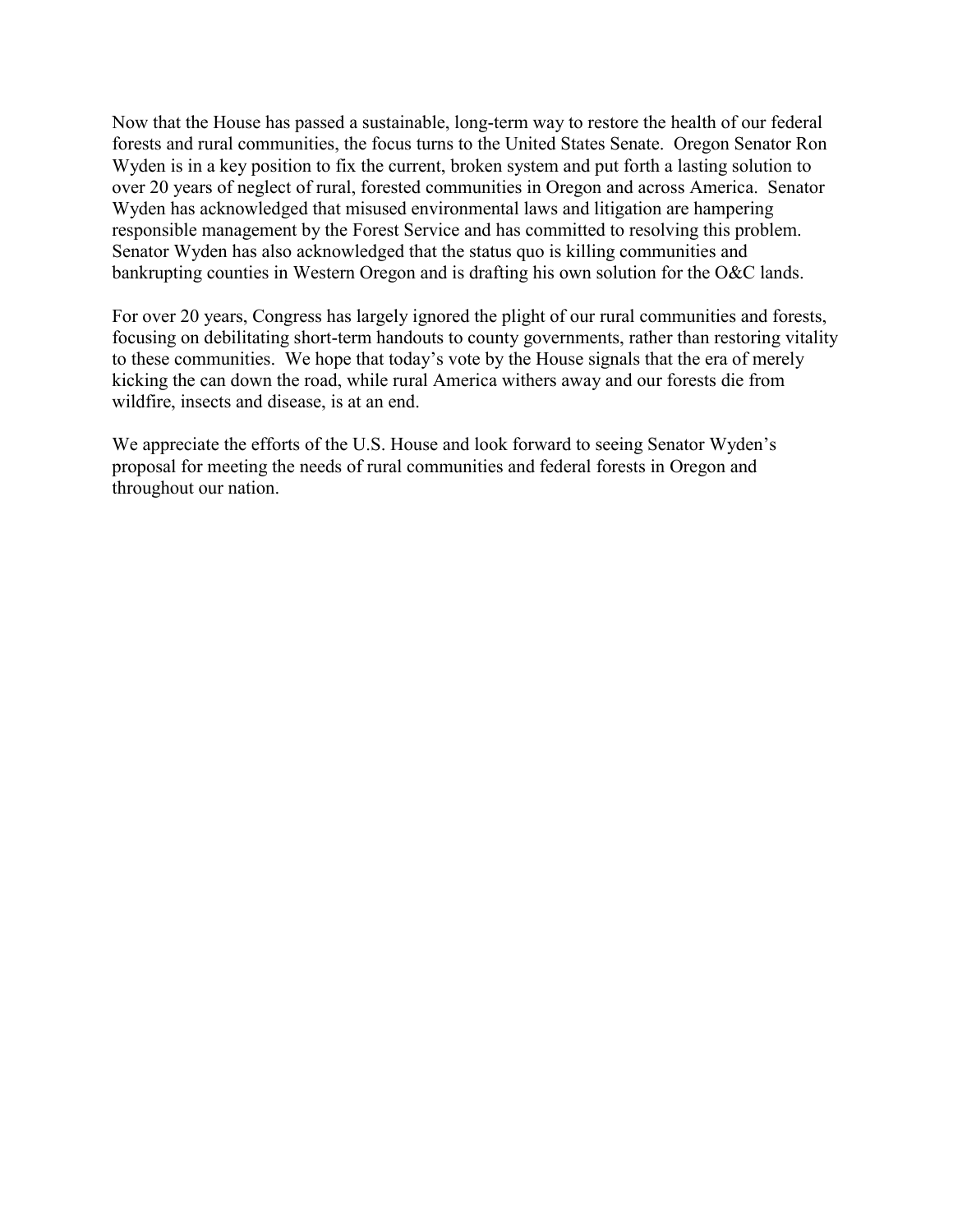Now that the House has passed a sustainable, long-term way to restore the health of our federal forests and rural communities, the focus turns to the United States Senate. Oregon Senator Ron Wyden is in a key position to fix the current, broken system and put forth a lasting solution to over 20 years of neglect of rural, forested communities in Oregon and across America. Senator Wyden has acknowledged that misused environmental laws and litigation are hampering responsible management by the Forest Service and has committed to resolving this problem. Senator Wyden has also acknowledged that the status quo is killing communities and bankrupting counties in Western Oregon and is drafting his own solution for the O&C lands.

For over 20 years, Congress has largely ignored the plight of our rural communities and forests, focusing on debilitating short-term handouts to county governments, rather than restoring vitality to these communities. We hope that today's vote by the House signals that the era of merely kicking the can down the road, while rural America withers away and our forests die from wildfire, insects and disease, is at an end.

We appreciate the efforts of the U.S. House and look forward to seeing Senator Wyden's proposal for meeting the needs of rural communities and federal forests in Oregon and throughout our nation.